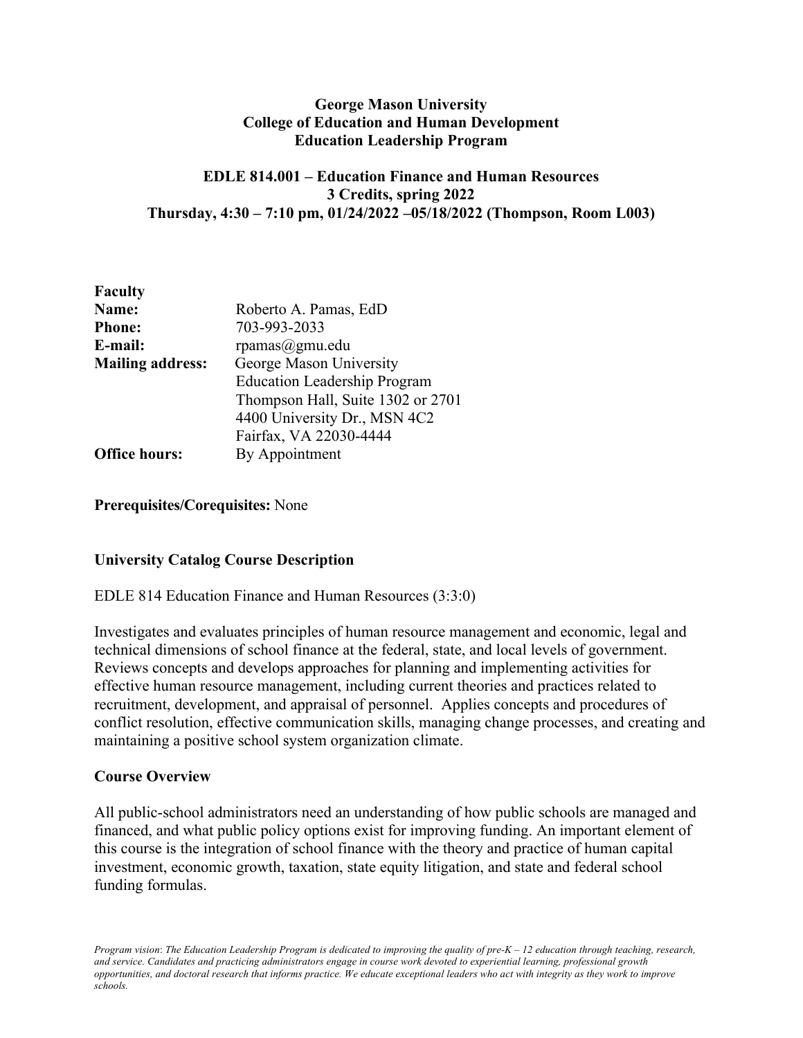**George Mason University**
**College of Education and Human Development**
**Education Leadership Program**

**EDLE 814.001 – Education Finance and Human Resources**
**3 Credits, spring 2022**
**Thursday, 4:30 – 7:10 pm, 01/24/2022 –05/18/2022 (Thompson, Room L003)**

**Faculty**

| | |
|---|---|
| **Name:** | Roberto A. Pamas, EdD |
| **Phone:** | 703-993-2033 |
| **E-mail:** | rpamas@gmu.edu |
| **Mailing address:** | George Mason University<br>Education Leadership Program<br>Thompson Hall, Suite 1302 or 2701<br>4400 University Dr., MSN 4C2<br>Fairfax, VA 22030-4444 |
| **Office hours:** | By Appointment |

**Prerequisites/Corequisites:** None

## University Catalog Course Description

EDLE 814 Education Finance and Human Resources (3:3:0)

Investigates and evaluates principles of human resource management and economic, legal and technical dimensions of school finance at the federal, state, and local levels of government. Reviews concepts and develops approaches for planning and implementing activities for effective human resource management, including current theories and practices related to recruitment, development, and appraisal of personnel. Applies concepts and procedures of conflict resolution, effective communication skills, managing change processes, and creating and maintaining a positive school system organization climate.

## Course Overview

All public-school administrators need an understanding of how public schools are managed and financed, and what public policy options exist for improving funding. An important element of this course is the integration of school finance with the theory and practice of human capital investment, economic growth, taxation, state equity litigation, and state and federal school funding formulas.

*Program vision: The Education Leadership Program is dedicated to improving the quality of pre-K – 12 education through teaching, research, and service. Candidates and practicing administrators engage in course work devoted to experiential learning, professional growth opportunities, and doctoral research that informs practice. We educate exceptional leaders who act with integrity as they work to improve schools.*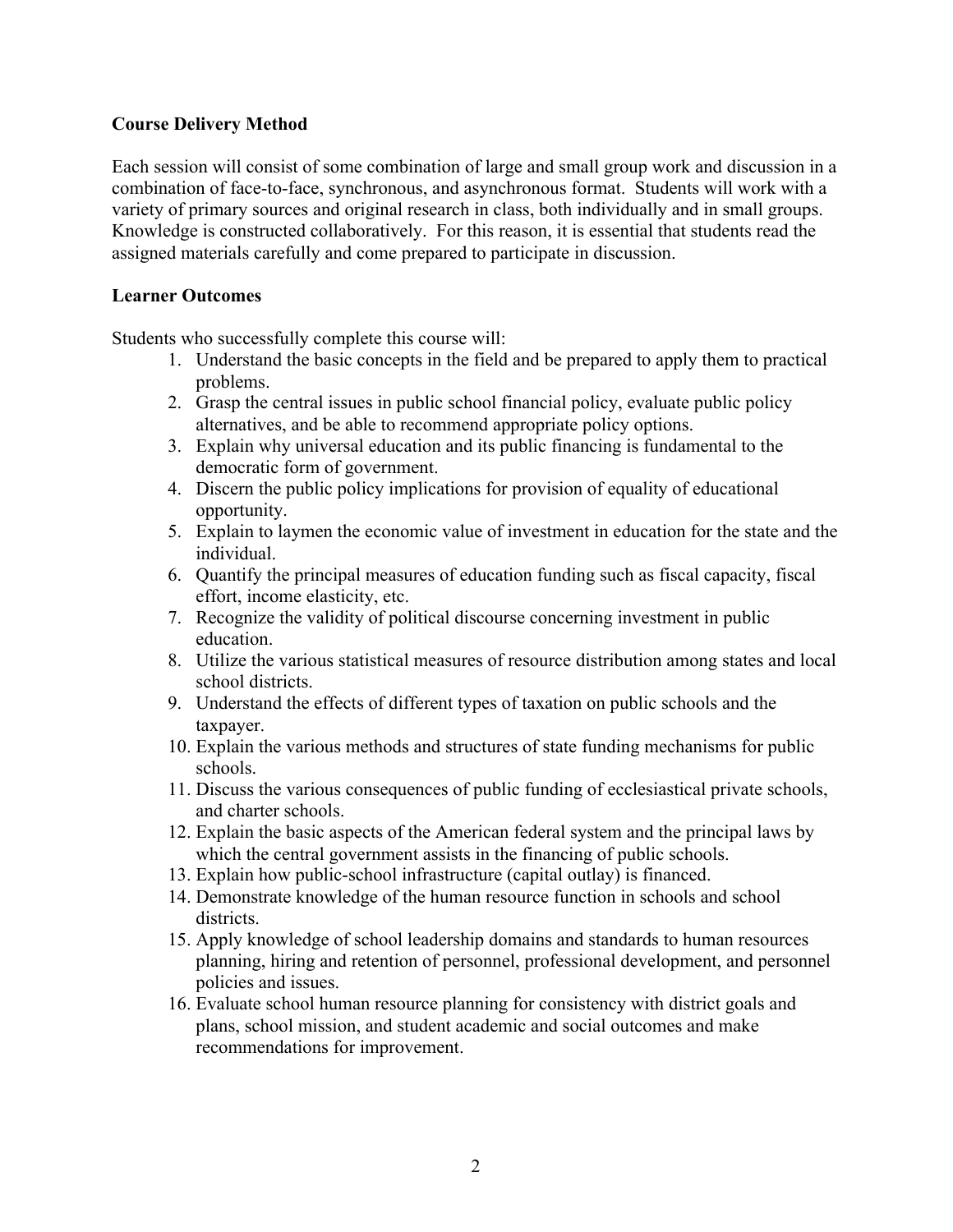**Course Delivery Method**

Each session will consist of some combination of large and small group work and discussion in a combination of face-to-face, synchronous, and asynchronous format. Students will work with a variety of primary sources and original research in class, both individually and in small groups. Knowledge is constructed collaboratively. For this reason, it is essential that students read the assigned materials carefully and come prepared to participate in discussion.

**Learner Outcomes**

Students who successfully complete this course will:

1. Understand the basic concepts in the field and be prepared to apply them to practical problems.
2. Grasp the central issues in public school financial policy, evaluate public policy alternatives, and be able to recommend appropriate policy options.
3. Explain why universal education and its public financing is fundamental to the democratic form of government.
4. Discern the public policy implications for provision of equality of educational opportunity.
5. Explain to laymen the economic value of investment in education for the state and the individual.
6. Quantify the principal measures of education funding such as fiscal capacity, fiscal effort, income elasticity, etc.
7. Recognize the validity of political discourse concerning investment in public education.
8. Utilize the various statistical measures of resource distribution among states and local school districts.
9. Understand the effects of different types of taxation on public schools and the taxpayer.
10. Explain the various methods and structures of state funding mechanisms for public schools.
11. Discuss the various consequences of public funding of ecclesiastical private schools, and charter schools.
12. Explain the basic aspects of the American federal system and the principal laws by which the central government assists in the financing of public schools.
13. Explain how public-school infrastructure (capital outlay) is financed.
14. Demonstrate knowledge of the human resource function in schools and school districts.
15. Apply knowledge of school leadership domains and standards to human resources planning, hiring and retention of personnel, professional development, and personnel policies and issues.
16. Evaluate school human resource planning for consistency with district goals and plans, school mission, and student academic and social outcomes and make recommendations for improvement.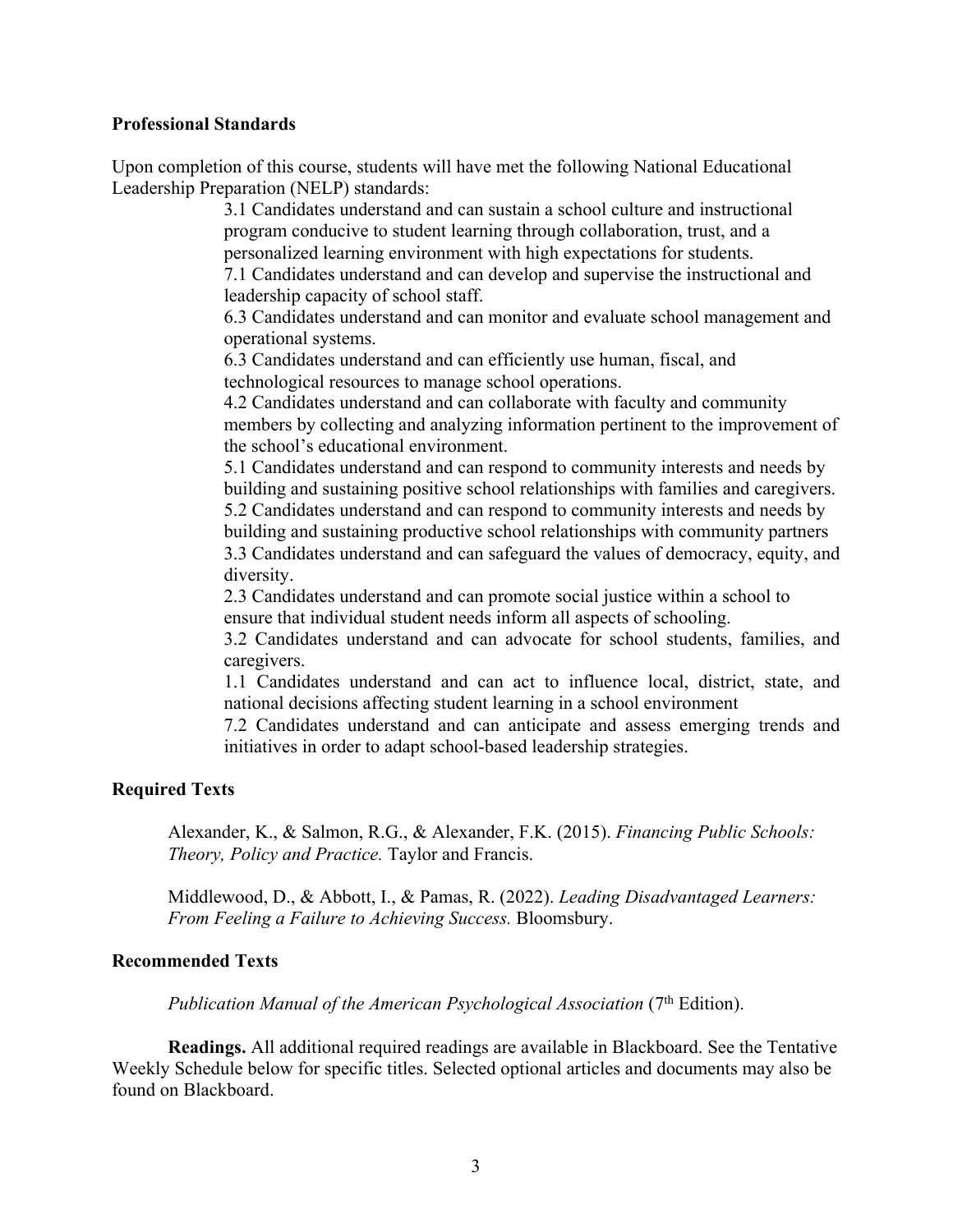**Professional Standards**

Upon completion of this course, students will have met the following National Educational Leadership Preparation (NELP) standards:

3.1 Candidates understand and can sustain a school culture and instructional program conducive to student learning through collaboration, trust, and a personalized learning environment with high expectations for students.
7.1 Candidates understand and can develop and supervise the instructional and leadership capacity of school staff.
6.3 Candidates understand and can monitor and evaluate school management and operational systems.
6.3 Candidates understand and can efficiently use human, fiscal, and technological resources to manage school operations.
4.2 Candidates understand and can collaborate with faculty and community members by collecting and analyzing information pertinent to the improvement of the school's educational environment.
5.1 Candidates understand and can respond to community interests and needs by building and sustaining positive school relationships with families and caregivers.
5.2 Candidates understand and can respond to community interests and needs by building and sustaining productive school relationships with community partners
3.3 Candidates understand and can safeguard the values of democracy, equity, and diversity.
2.3 Candidates understand and can promote social justice within a school to ensure that individual student needs inform all aspects of schooling.
3.2 Candidates understand and can advocate for school students, families, and caregivers.
1.1 Candidates understand and can act to influence local, district, state, and national decisions affecting student learning in a school environment
7.2 Candidates understand and can anticipate and assess emerging trends and initiatives in order to adapt school-based leadership strategies.

**Required Texts**

Alexander, K., & Salmon, R.G., & Alexander, F.K. (2015). *Financing Public Schools: Theory, Policy and Practice.* Taylor and Francis.

Middlewood, D., & Abbott, I., & Pamas, R. (2022). *Leading Disadvantaged Learners: From Feeling a Failure to Achieving Success.* Bloomsbury.

**Recommended Texts**

*Publication Manual of the American Psychological Association* (7th Edition).

**Readings.** All additional required readings are available in Blackboard. See the Tentative Weekly Schedule below for specific titles. Selected optional articles and documents may also be found on Blackboard.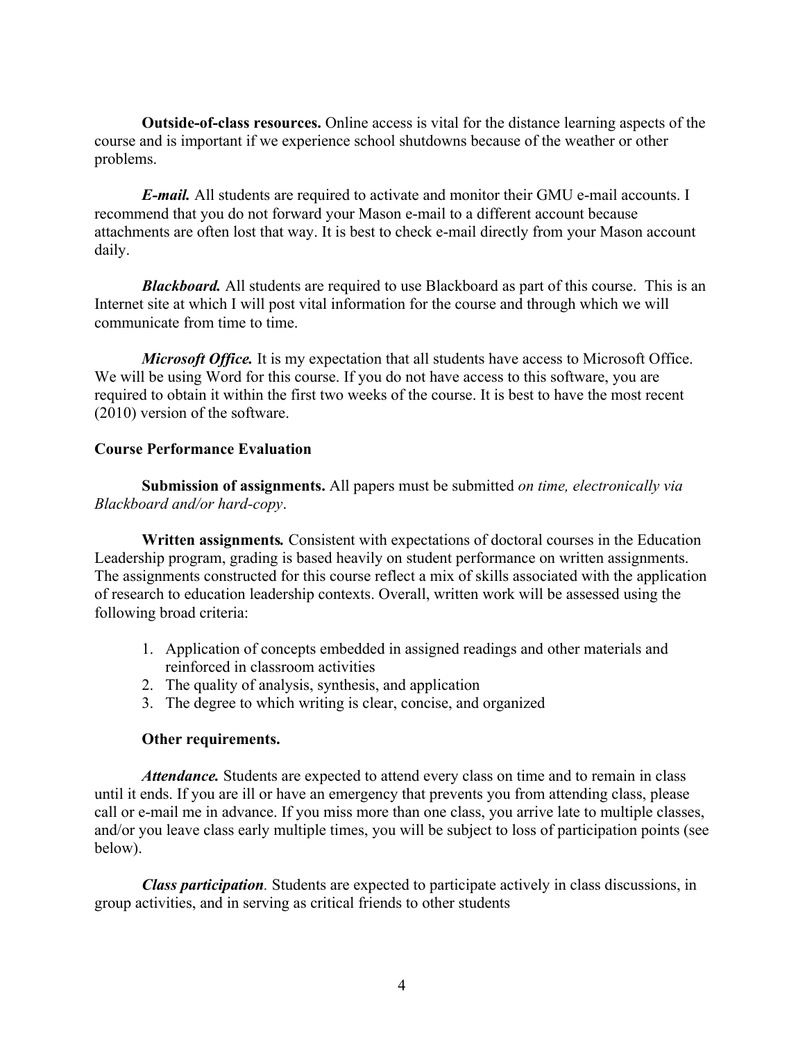**Outside-of-class resources.** Online access is vital for the distance learning aspects of the course and is important if we experience school shutdowns because of the weather or other problems.

***E-mail.*** All students are required to activate and monitor their GMU e-mail accounts. I recommend that you do not forward your Mason e-mail to a different account because attachments are often lost that way. It is best to check e-mail directly from your Mason account daily.

***Blackboard.*** All students are required to use Blackboard as part of this course. This is an Internet site at which I will post vital information for the course and through which we will communicate from time to time.

***Microsoft Office.*** It is my expectation that all students have access to Microsoft Office. We will be using Word for this course. If you do not have access to this software, you are required to obtain it within the first two weeks of the course. It is best to have the most recent (2010) version of the software.

## Course Performance Evaluation

**Submission of assignments.** All papers must be submitted *on time, electronically via Blackboard and/or hard-copy*.

**Written assignments.** Consistent with expectations of doctoral courses in the Education Leadership program, grading is based heavily on student performance on written assignments. The assignments constructed for this course reflect a mix of skills associated with the application of research to education leadership contexts. Overall, written work will be assessed using the following broad criteria:

1. Application of concepts embedded in assigned readings and other materials and reinforced in classroom activities
2. The quality of analysis, synthesis, and application
3. The degree to which writing is clear, concise, and organized

**Other requirements.**

***Attendance.*** Students are expected to attend every class on time and to remain in class until it ends. If you are ill or have an emergency that prevents you from attending class, please call or e-mail me in advance. If you miss more than one class, you arrive late to multiple classes, and/or you leave class early multiple times, you will be subject to loss of participation points (see below).

***Class participation***. Students are expected to participate actively in class discussions, in group activities, and in serving as critical friends to other students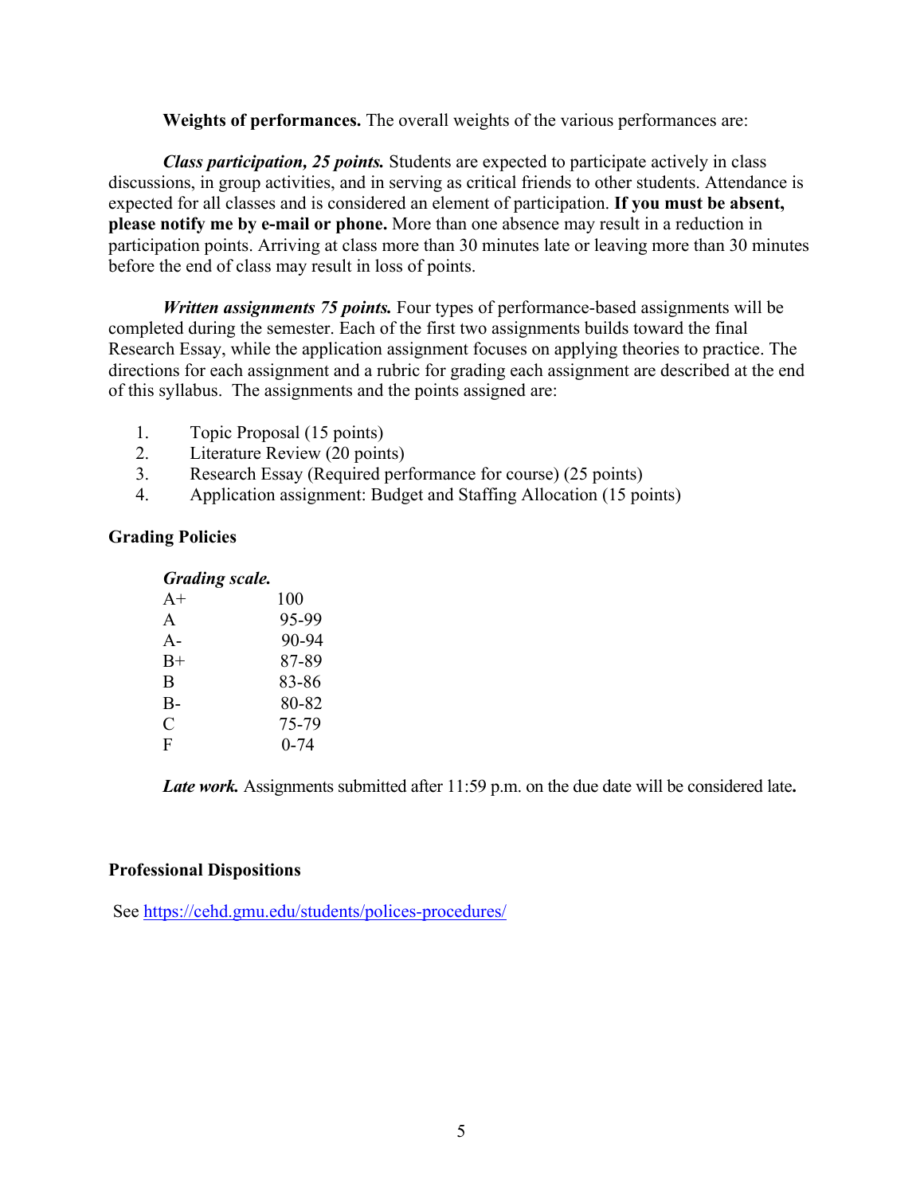**Weights of performances.** The overall weights of the various performances are:

***Class participation, 25 points.*** Students are expected to participate actively in class discussions, in group activities, and in serving as critical friends to other students. Attendance is expected for all classes and is considered an element of participation. **If you must be absent, please notify me by e-mail or phone.** More than one absence may result in a reduction in participation points. Arriving at class more than 30 minutes late or leaving more than 30 minutes before the end of class may result in loss of points.

***Written assignments 75 points.*** Four types of performance-based assignments will be completed during the semester. Each of the first two assignments builds toward the final Research Essay, while the application assignment focuses on applying theories to practice. The directions for each assignment and a rubric for grading each assignment are described at the end of this syllabus. The assignments and the points assigned are:

1. Topic Proposal (15 points)
2. Literature Review (20 points)
3. Research Essay (Required performance for course) (25 points)
4. Application assignment: Budget and Staffing Allocation (15 points)

## Grading Policies

***Grading scale.***

| | |
|---|---|
| A+ | 100 |
| A | 95-99 |
| A- | 90-94 |
| B+ | 87-89 |
| B | 83-86 |
| B- | 80-82 |
| C | 75-79 |
| F | 0-74 |

***Late work.*** Assignments submitted after 11:59 p.m. on the due date will be considered late**.**

## Professional Dispositions

See https://cehd.gmu.edu/students/polices-procedures/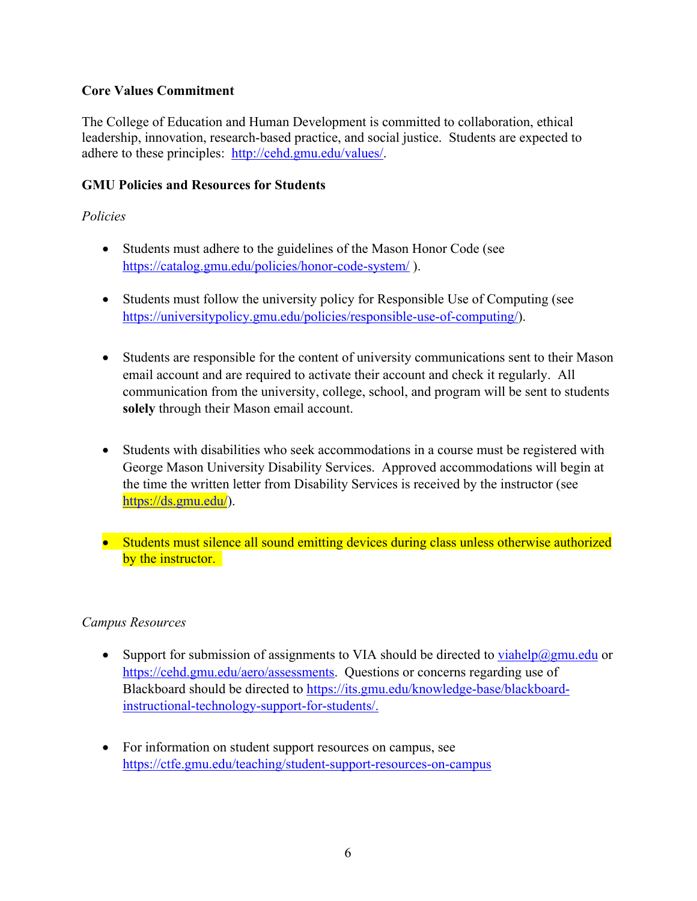**Core Values Commitment**

The College of Education and Human Development is committed to collaboration, ethical leadership, innovation, research-based practice, and social justice. Students are expected to adhere to these principles: http://cehd.gmu.edu/values/.

**GMU Policies and Resources for Students**

*Policies*

- Students must adhere to the guidelines of the Mason Honor Code (see https://catalog.gmu.edu/policies/honor-code-system/ ).

- Students must follow the university policy for Responsible Use of Computing (see https://universitypolicy.gmu.edu/policies/responsible-use-of-computing/).

- Students are responsible for the content of university communications sent to their Mason email account and are required to activate their account and check it regularly. All communication from the university, college, school, and program will be sent to students **solely** through their Mason email account.

- Students with disabilities who seek accommodations in a course must be registered with George Mason University Disability Services. Approved accommodations will begin at the time the written letter from Disability Services is received by the instructor (see https://ds.gmu.edu/).

- Students must silence all sound emitting devices during class unless otherwise authorized by the instructor.

*Campus Resources*

- Support for submission of assignments to VIA should be directed to viahelp@gmu.edu or https://cehd.gmu.edu/aero/assessments. Questions or concerns regarding use of Blackboard should be directed to https://its.gmu.edu/knowledge-base/blackboard-instructional-technology-support-for-students/.

- For information on student support resources on campus, see https://ctfe.gmu.edu/teaching/student-support-resources-on-campus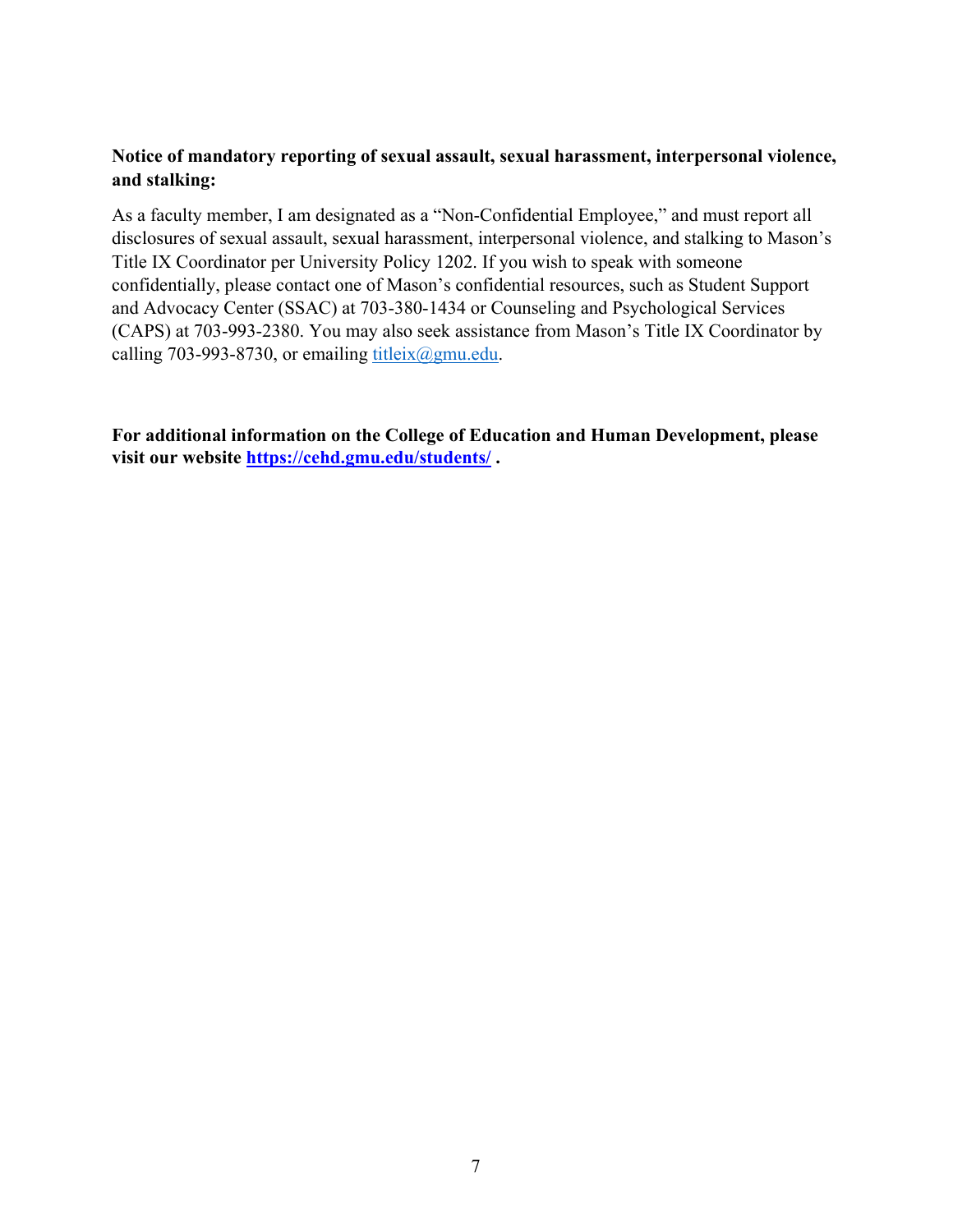**Notice of mandatory reporting of sexual assault, sexual harassment, interpersonal violence, and stalking:**

As a faculty member, I am designated as a "Non-Confidential Employee," and must report all disclosures of sexual assault, sexual harassment, interpersonal violence, and stalking to Mason's Title IX Coordinator per University Policy 1202. If you wish to speak with someone confidentially, please contact one of Mason's confidential resources, such as Student Support and Advocacy Center (SSAC) at 703-380-1434 or Counseling and Psychological Services (CAPS) at 703-993-2380. You may also seek assistance from Mason's Title IX Coordinator by calling 703-993-8730, or emailing titleix@gmu.edu.

**For additional information on the College of Education and Human Development, please visit our website https://cehd.gmu.edu/students/ .**